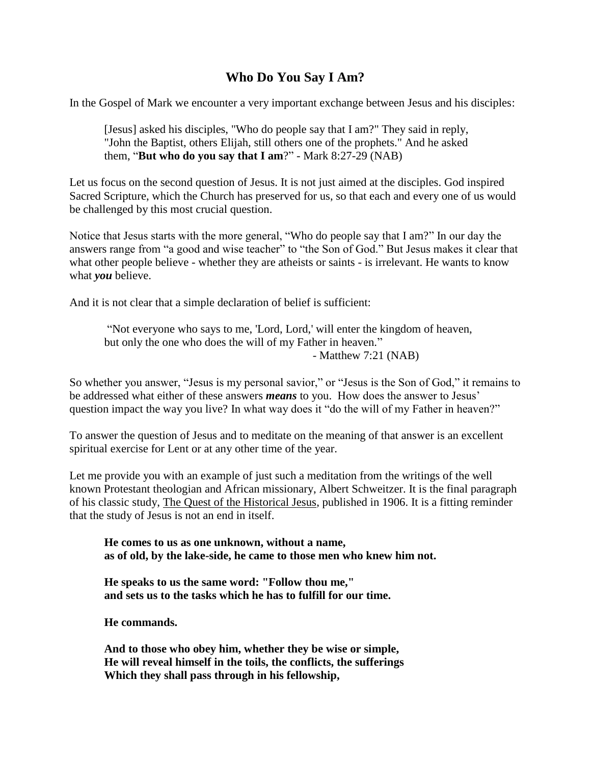# Who Do You Say I Am?

In the Gospel of Mark we encounter a very important exchange between Jesus and his disciples:

> [Jesus] asked his disciples, "Who do people say that I am?" They said in reply, "John the Baptist, others Elijah, still others one of the prophets." And he asked them, "**But who do you say that I am**?" - Mark 8:27-29 (NAB)

Let us focus on the second question of Jesus. It is not just aimed at the disciples. God inspired Sacred Scripture, which the Church has preserved for us, so that each and every one of us would be challenged by this most crucial question.

Notice that Jesus starts with the more general, "Who do people say that I am?" In our day the answers range from "a good and wise teacher" to "the Son of God." But Jesus makes it clear that what other people believe - whether they are atheists or saints - is irrelevant. He wants to know what ***you*** believe.

And it is not clear that a simple declaration of belief is sufficient:

> "Not everyone who says to me, 'Lord, Lord,' will enter the kingdom of heaven, but only the one who does the will of my Father in heaven."
>
> - Matthew 7:21 (NAB)

So whether you answer, "Jesus is my personal savior," or "Jesus is the Son of God," it remains to be addressed what either of these answers ***means*** to you. How does the answer to Jesus' question impact the way you live? In what way does it "do the will of my Father in heaven?"

To answer the question of Jesus and to meditate on the meaning of that answer is an excellent spiritual exercise for Lent or at any other time of the year.

Let me provide you with an example of just such a meditation from the writings of the well known Protestant theologian and African missionary, Albert Schweitzer. It is the final paragraph of his classic study, <u>The Quest of the Historical Jesus</u>, published in 1906. It is a fitting reminder that the study of Jesus is not an end in itself.

> **He comes to us as one unknown, without a name,**
> **as of old, by the lake-side, he came to those men who knew him not.**
>
> **He speaks to us the same word: "Follow thou me,"**
> **and sets us to the tasks which he has to fulfill for our time.**
>
> **He commands.**
>
> **And to those who obey him, whether they be wise or simple,**
> **He will reveal himself in the toils, the conflicts, the sufferings**
> **Which they shall pass through in his fellowship,**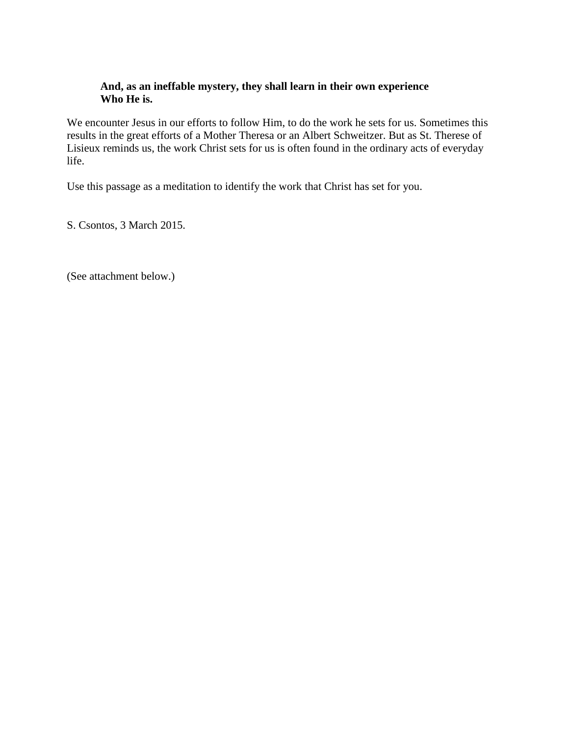> **And, as an ineffable mystery, they shall learn in their own experience Who He is.**

We encounter Jesus in our efforts to follow Him, to do the work he sets for us. Sometimes this results in the great efforts of a Mother Theresa or an Albert Schweitzer. But as St. Therese of Lisieux reminds us, the work Christ sets for us is often found in the ordinary acts of everyday life.

Use this passage as a meditation to identify the work that Christ has set for you.

S. Csontos, 3 March 2015.

(See attachment below.)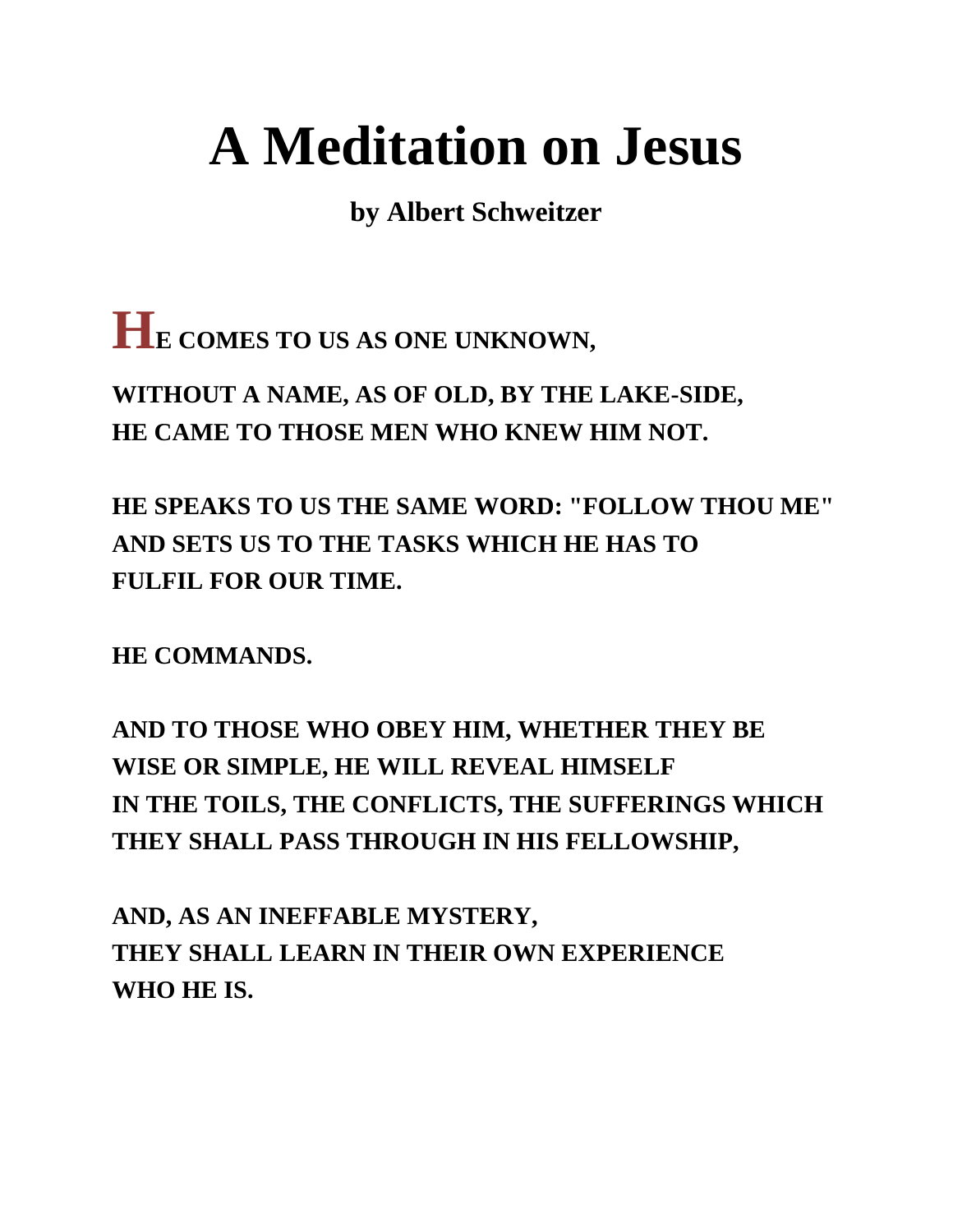# A Meditation on Jesus

**by Albert Schweitzer**

**HE COMES TO US AS ONE UNKNOWN,**

**WITHOUT A NAME, AS OF OLD, BY THE LAKE-SIDE,
HE CAME TO THOSE MEN WHO KNEW HIM NOT.**

**HE SPEAKS TO US THE SAME WORD: "FOLLOW THOU ME"
AND SETS US TO THE TASKS WHICH HE HAS TO
FULFIL FOR OUR TIME.**

**HE COMMANDS.**

**AND TO THOSE WHO OBEY HIM, WHETHER THEY BE
WISE OR SIMPLE, HE WILL REVEAL HIMSELF
IN THE TOILS, THE CONFLICTS, THE SUFFERINGS WHICH
THEY SHALL PASS THROUGH IN HIS FELLOWSHIP,**

**AND, AS AN INEFFABLE MYSTERY,
THEY SHALL LEARN IN THEIR OWN EXPERIENCE
WHO HE IS.**